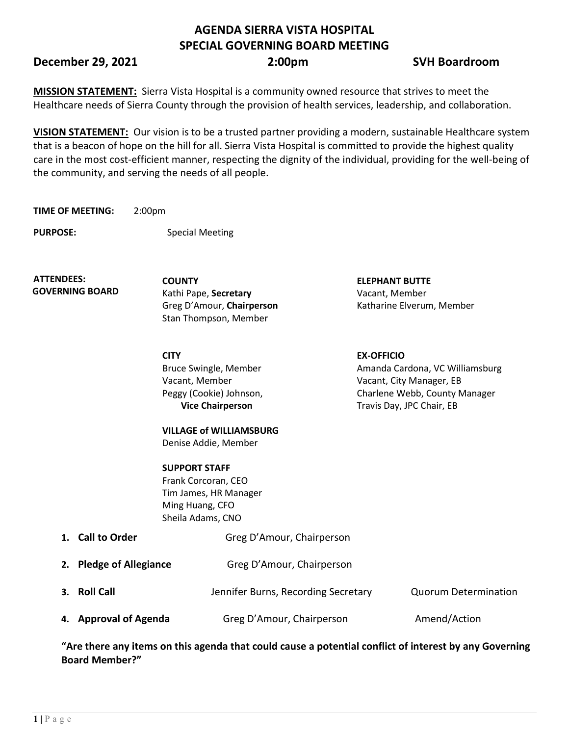# AGENDA SIERRA VISTA HOSPITAL
## SPECIAL GOVERNING BOARD MEETING

**December 29, 2021** **2:00pm** **SVH Boardroom**

**MISSION STATEMENT:** Sierra Vista Hospital is a community owned resource that strives to meet the Healthcare needs of Sierra County through the provision of health services, leadership, and collaboration.

**VISION STATEMENT:** Our vision is to be a trusted partner providing a modern, sustainable Healthcare system that is a beacon of hope on the hill for all. Sierra Vista Hospital is committed to provide the highest quality care in the most cost-efficient manner, respecting the dignity of the individual, providing for the well-being of the community, and serving the needs of all people.

**TIME OF MEETING:** 2:00pm

**PURPOSE:** Special Meeting

**ATTENDEES: GOVERNING BOARD**

**COUNTY**
Kathi Pape, **Secretary**
Greg D'Amour, **Chairperson**
Stan Thompson, Member

**ELEPHANT BUTTE**
Vacant, Member
Katharine Elverum, Member

**CITY**
Bruce Swingle, Member
Vacant, Member
Peggy (Cookie) Johnson, **Vice Chairperson**

**EX-OFFICIO**
Amanda Cardona, VC Williamsburg
Vacant, City Manager, EB
Charlene Webb, County Manager
Travis Day, JPC Chair, EB

**VILLAGE of WILLIAMSBURG**
Denise Addie, Member

**SUPPORT STAFF**
Frank Corcoran, CEO
Tim James, HR Manager
Ming Huang, CFO
Sheila Adams, CNO

1. **Call to Order** Greg D'Amour, Chairperson
2. **Pledge of Allegiance** Greg D'Amour, Chairperson
3. **Roll Call** Jennifer Burns, Recording Secretary Quorum Determination
4. **Approval of Agenda** Greg D'Amour, Chairperson Amend/Action

**"Are there any items on this agenda that could cause a potential conflict of interest by any Governing Board Member?"**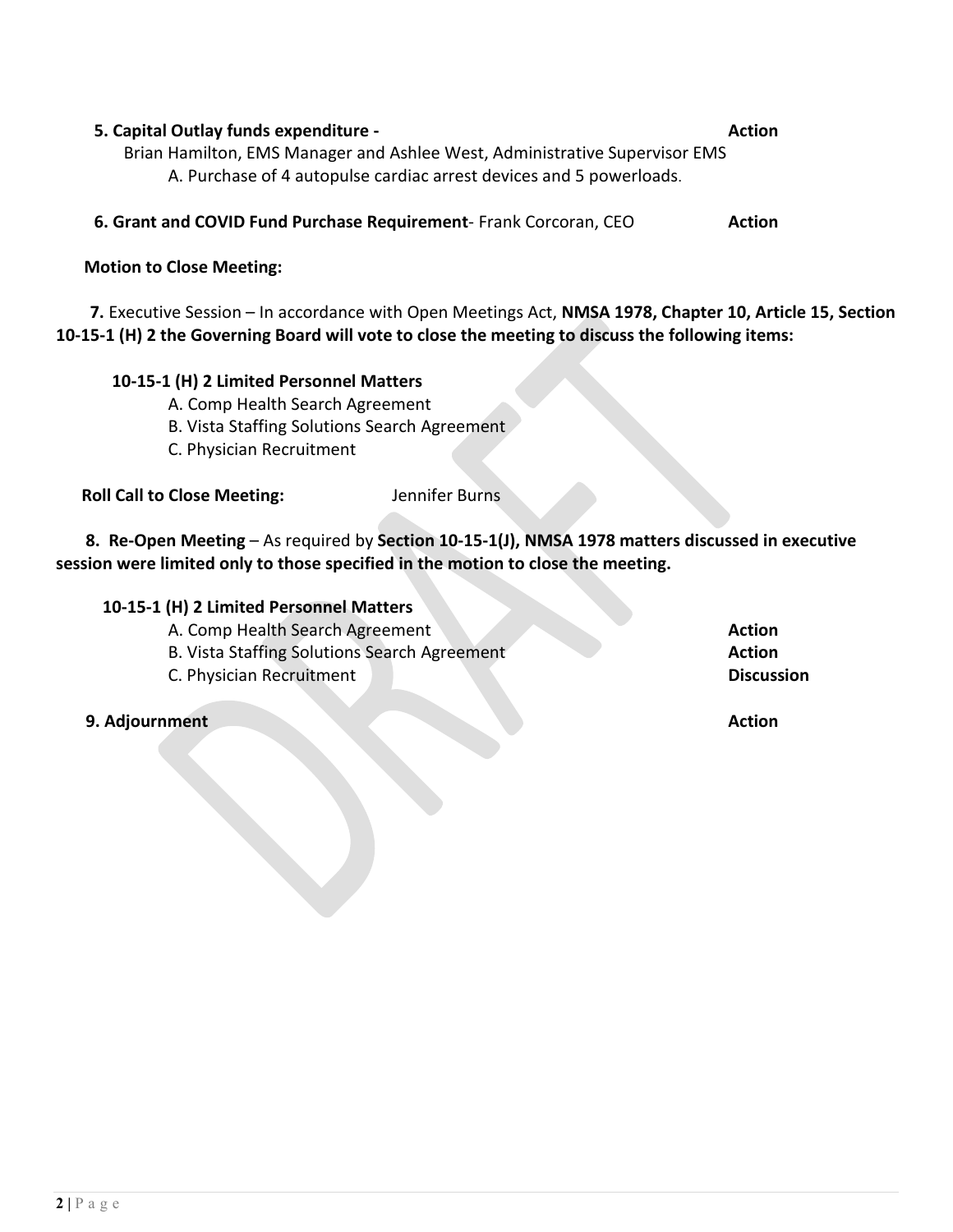**5. Capital Outlay funds expenditure -** **Action**

Brian Hamilton, EMS Manager and Ashlee West, Administrative Supervisor EMS

A. Purchase of 4 autopulse cardiac arrest devices and 5 powerloads.

**6. Grant and COVID Fund Purchase Requirement**- Frank Corcoran, CEO **Action**

**Motion to Close Meeting:**

**7.** Executive Session – In accordance with Open Meetings Act, **NMSA 1978, Chapter 10, Article 15, Section 10-15-1 (H) 2 the Governing Board will vote to close the meeting to discuss the following items:**

**10-15-1 (H) 2 Limited Personnel Matters**

A. Comp Health Search Agreement
B. Vista Staffing Solutions Search Agreement
C. Physician Recruitment

**Roll Call to Close Meeting:** Jennifer Burns

**8. Re-Open Meeting** – As required by **Section 10-15-1(J), NMSA 1978 matters discussed in executive session were limited only to those specified in the motion to close the meeting.**

**10-15-1 (H) 2 Limited Personnel Matters**

A. Comp Health Search Agreement **Action**
B. Vista Staffing Solutions Search Agreement **Action**
C. Physician Recruitment **Discussion**

**9. Adjournment** **Action**